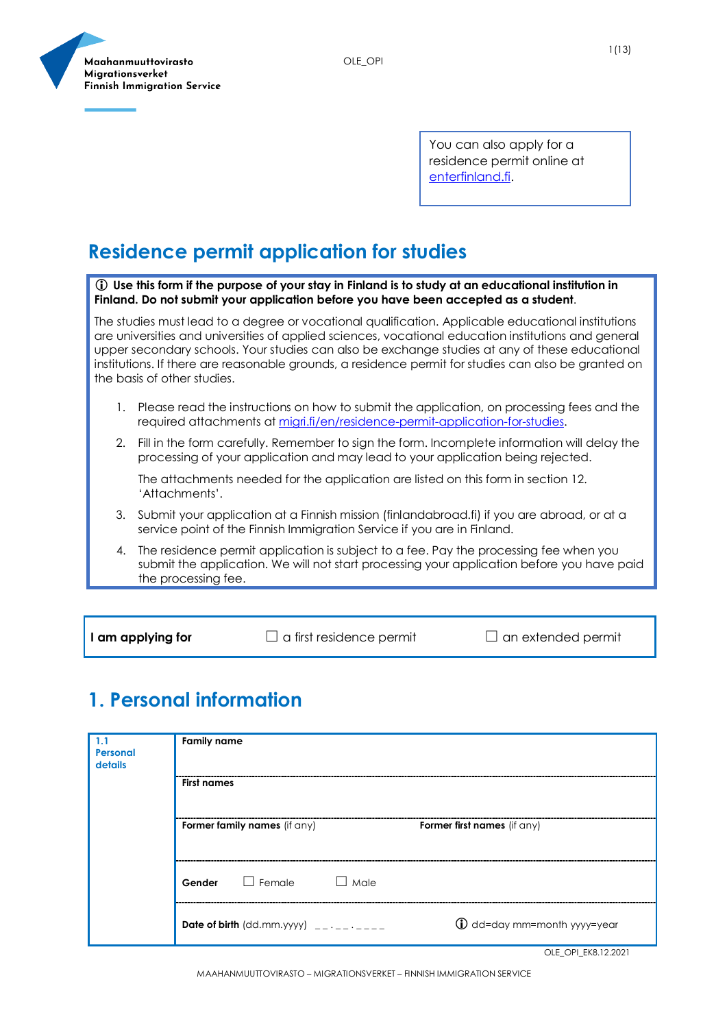Maahanmuuttovirasto
Migrationsverket
Finnish Immigration Service

OLE_OPI

You can also apply for a residence permit online at enterfinland.fi.

# Residence permit application for studies

**ⓘ Use this form if the purpose of your stay in Finland is to study at an educational institution in Finland. Do not submit your application before you have been accepted as a student**.

The studies must lead to a degree or vocational qualification. Applicable educational institutions are universities and universities of applied sciences, vocational education institutions and general upper secondary schools. Your studies can also be exchange studies at any of these educational institutions. If there are reasonable grounds, a residence permit for studies can also be granted on the basis of other studies.

1. Please read the instructions on how to submit the application, on processing fees and the required attachments at migri.fi/en/residence-permit-application-for-studies.
2. Fill in the form carefully. Remember to sign the form. Incomplete information will delay the processing of your application and may lead to your application being rejected.

   The attachments needed for the application are listed on this form in section 12. 'Attachments'.
3. Submit your application at a Finnish mission (finlandabroad.fi) if you are abroad, or at a service point of the Finnish Immigration Service if you are in Finland.
4. The residence permit application is subject to a fee. Pay the processing fee when you submit the application. We will not start processing your application before you have paid the processing fee.

| **I am applying for** | ☐ a first residence permit | ☐ an extended permit |
|---|---|---|

## 1. Personal information

| **1.1 Personal details** | | |
|---|---|---|
| | **Family name** | |
| | **First names** | |
| | **Former family names** (if any) | **Former first names** (if any) |
| | **Gender** ☐ Female ☐ Male | |
| | **Date of birth** (dd.mm.yyyy) __.__.____ | ⓘ dd=day mm=month yyyy=year |

OLE_OPI_EK8.12.2021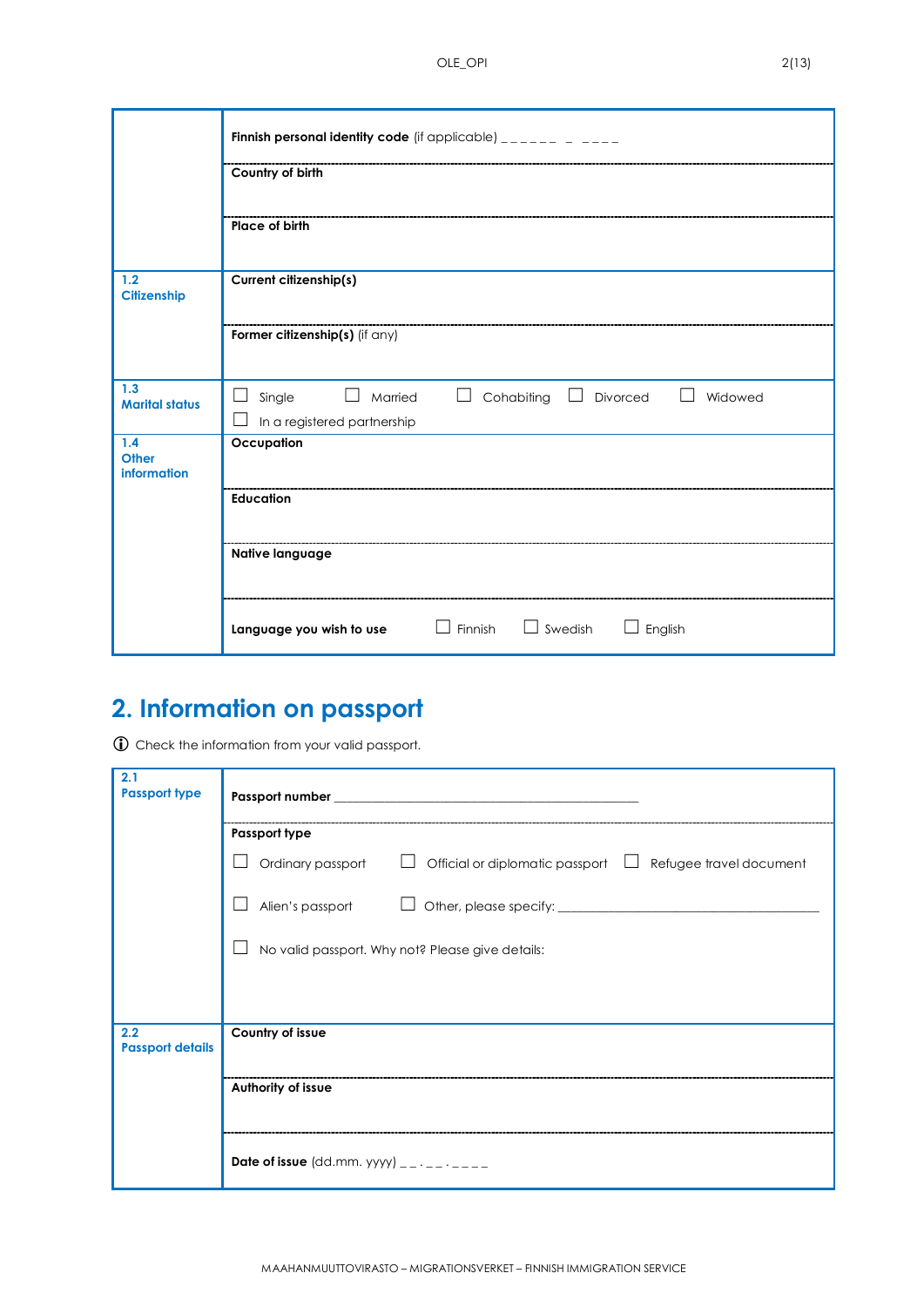| | |
|---|---|
| | **Finnish personal identity code** (if applicable) _ _ _ _ _ _ _ _ _ _ _ |
| | **Country of birth** |
| | **Place of birth** |
| **1.2 Citizenship** | **Current citizenship(s)** |
| | **Former citizenship(s)** (if any) |
| **1.3 Marital status** | ☐ Single ☐ Married ☐ Cohabiting ☐ Divorced ☐ Widowed ☐ In a registered partnership |
| **1.4 Other information** | **Occupation** |
| | **Education** |
| | **Native language** |
| | **Language you wish to use** ☐ Finnish ☐ Swedish ☐ English |

# 2. Information on passport

🛈 Check the information from your valid passport.

| | |
|---|---|
| **2.1 Passport type** | **Passport number** ___________________________________________ |
| | **Passport type** ☐ Ordinary passport ☐ Official or diplomatic passport ☐ Refugee travel document ☐ Alien's passport ☐ Other, please specify: ______________________________________ ☐ No valid passport. Why not? Please give details: |
| **2.2 Passport details** | **Country of issue** |
| | **Authority of issue** |
| | **Date of issue** (dd.mm. yyyy) _ _ . _ _ . _ _ _ _ |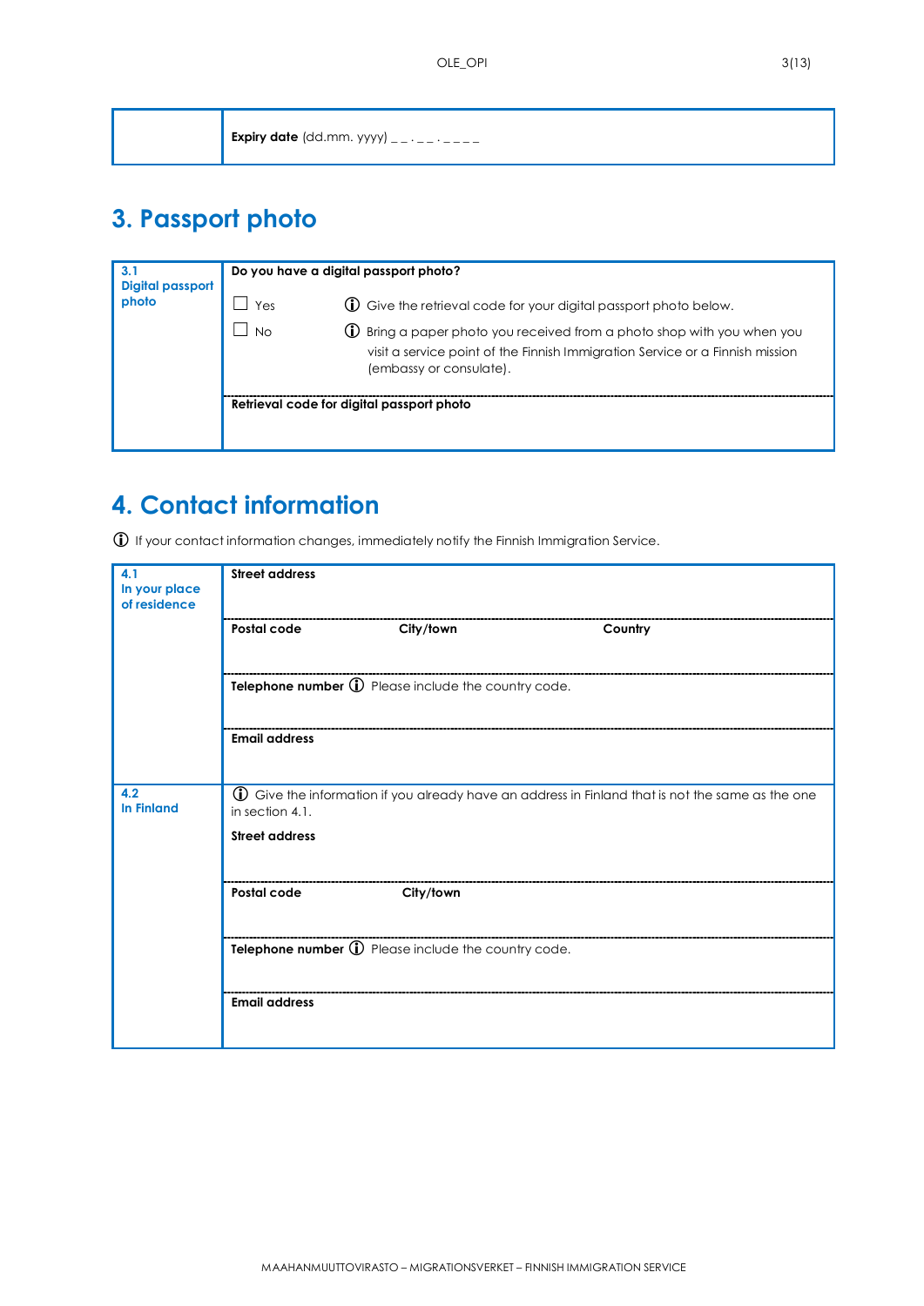| | |
|---|---|
| | **Expiry date** (dd.mm. yyyy) _ _ . _ _ . _ _ _ _ |

## 3. Passport photo

| | |
|---|---|
| **3.1 Digital passport photo** | **Do you have a digital passport photo?**<br>☐ Yes — ⓘ Give the retrieval code for your digital passport photo below.<br>☐ No — ⓘ Bring a paper photo you received from a photo shop with you when you visit a service point of the Finnish Immigration Service or a Finnish mission (embassy or consulate). |
| | **Retrieval code for digital passport photo** |

## 4. Contact information

ⓘ If your contact information changes, immediately notify the Finnish Immigration Service.

| | |
|---|---|
| **4.1 In your place of residence** | **Street address** |
| | **Postal code** / **City/town** / **Country** |
| | **Telephone number** ⓘ Please include the country code. |
| | **Email address** |
| **4.2 In Finland** | ⓘ Give the information if you already have an address in Finland that is not the same as the one in section 4.1.<br>**Street address** |
| | **Postal code** / **City/town** |
| | **Telephone number** ⓘ Please include the country code. |
| | **Email address** |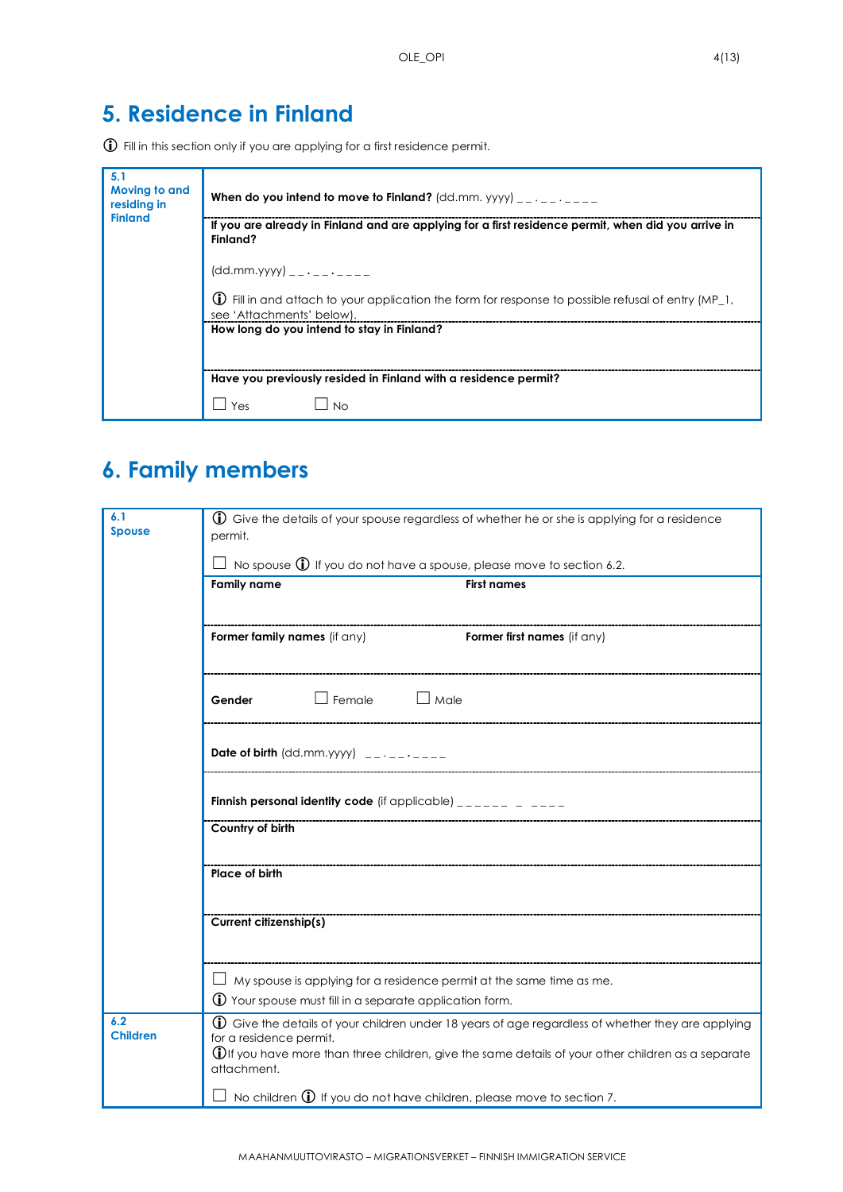# 5. Residence in Finland

ⓘ Fill in this section only if you are applying for a first residence permit.

| 5.1 Moving to and residing in Finland | |
|---|---|
| | **When do you intend to move to Finland?** (dd.mm. yyyy) _ _ . _ _ . _ _ _ _ |
| | **If you are already in Finland and are applying for a first residence permit, when did you arrive in Finland?** (dd.mm.yyyy) _ _ . _ _ . _ _ _ _ ⓘ Fill in and attach to your application the form for response to possible refusal of entry (MP_1, see 'Attachments' below). |
| | **How long do you intend to stay in Finland?** |
| | **Have you previously resided in Finland with a residence permit?** ☐ Yes ☐ No |

# 6. Family members

| 6.1 Spouse | |
|---|---|
| | ⓘ Give the details of your spouse regardless of whether he or she is applying for a residence permit. ☐ No spouse ⓘ If you do not have a spouse, please move to section 6.2. |
| | **Family name** **First names** |
| | **Former family names** (if any) **Former first names** (if any) |
| | **Gender** ☐ Female ☐ Male |
| | **Date of birth** (dd.mm.yyyy) _ _ . _ _ . _ _ _ _ |
| | **Finnish personal identity code** (if applicable) _ _ _ _ _ _ _ _ _ _ _ |
| | **Country of birth** |
| | **Place of birth** |
| | **Current citizenship(s)** |
| | ☐ My spouse is applying for a residence permit at the same time as me. ⓘ Your spouse must fill in a separate application form. |
| **6.2 Children** | ⓘ Give the details of your children under 18 years of age regardless of whether they are applying for a residence permit. ⓘ If you have more than three children, give the same details of your other children as a separate attachment. ☐ No children ⓘ If you do not have children, please move to section 7. |

MAAHANMUUTTOVIRASTO – MIGRATIONSVERKET – FINNISH IMMIGRATION SERVICE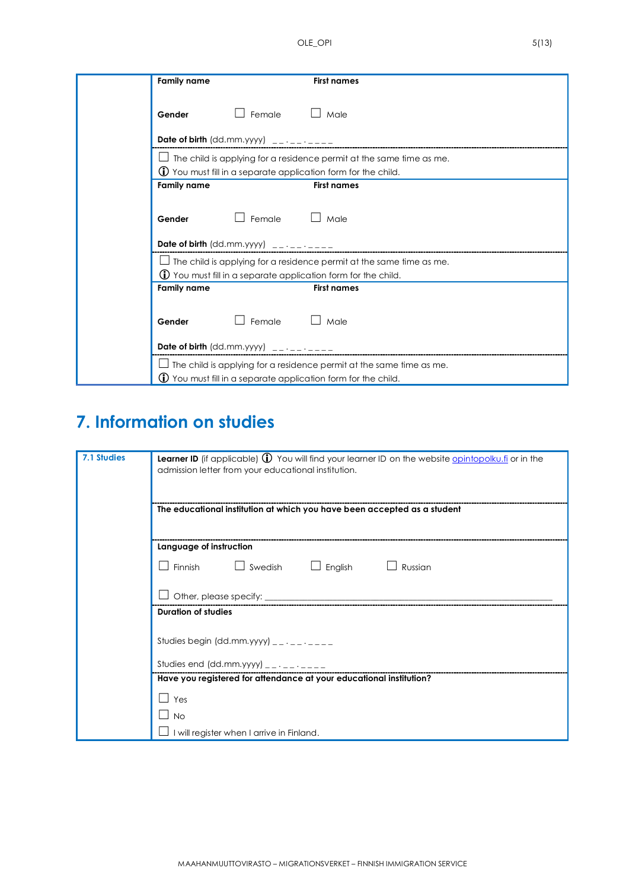**Family name** **First names**

**Gender** ☐ Female ☐ Male

**Date of birth** (dd.mm.yyyy) __.__.____

☐ The child is applying for a residence permit at the same time as me.
ⓘ You must fill in a separate application form for the child.

**Family name** **First names**

**Gender** ☐ Female ☐ Male

**Date of birth** (dd.mm.yyyy) __.__.____

☐ The child is applying for a residence permit at the same time as me.
ⓘ You must fill in a separate application form for the child.

**Family name** **First names**

**Gender** ☐ Female ☐ Male

**Date of birth** (dd.mm.yyyy) __.__.____

☐ The child is applying for a residence permit at the same time as me.
ⓘ You must fill in a separate application form for the child.

# 7. Information on studies

**7.1 Studies**

**Learner ID** (if applicable) ⓘ You will find your learner ID on the website opintopolku.fi or in the admission letter from your educational institution.

**The educational institution at which you have been accepted as a student**

**Language of instruction**

☐ Finnish ☐ Swedish ☐ English ☐ Russian

☐ Other, please specify: ____________________

**Duration of studies**

Studies begin (dd.mm.yyyy) __.__.____

Studies end (dd.mm.yyyy) __.__.____

**Have you registered for attendance at your educational institution?**

☐ Yes

☐ No

☐ I will register when I arrive in Finland.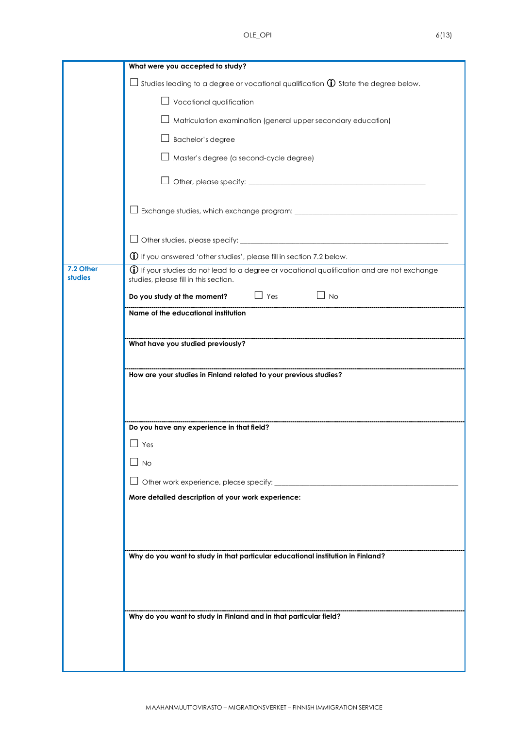**What were you accepted to study?**

☐ Studies leading to a degree or vocational qualification ⓘ State the degree below.

- ☐ Vocational qualification
- ☐ Matriculation examination (general upper secondary education)
- ☐ Bachelor's degree
- ☐ Master's degree (a second-cycle degree)
- ☐ Other, please specify: ______________________________________________

☐ Exchange studies, which exchange program: ____________________________________________

☐ Other studies, please specify: ________________________________________________________

ⓘ If you answered 'other studies', please fill in section 7.2 below.

## 7.2 Other studies

ⓘ If your studies do not lead to a degree or vocational qualification and are not exchange studies, please fill in this section.

**Do you study at the moment?** ☐ Yes ☐ No

**Name of the educational institution**

**What have you studied previously?**

**How are your studies in Finland related to your previous studies?**

**Do you have any experience in that field?**

☐ Yes

☐ No

☐ Other work experience, please specify: ______________________________________________

**More detailed description of your work experience:**

**Why do you want to study in that particular educational institution in Finland?**

**Why do you want to study in Finland and in that particular field?**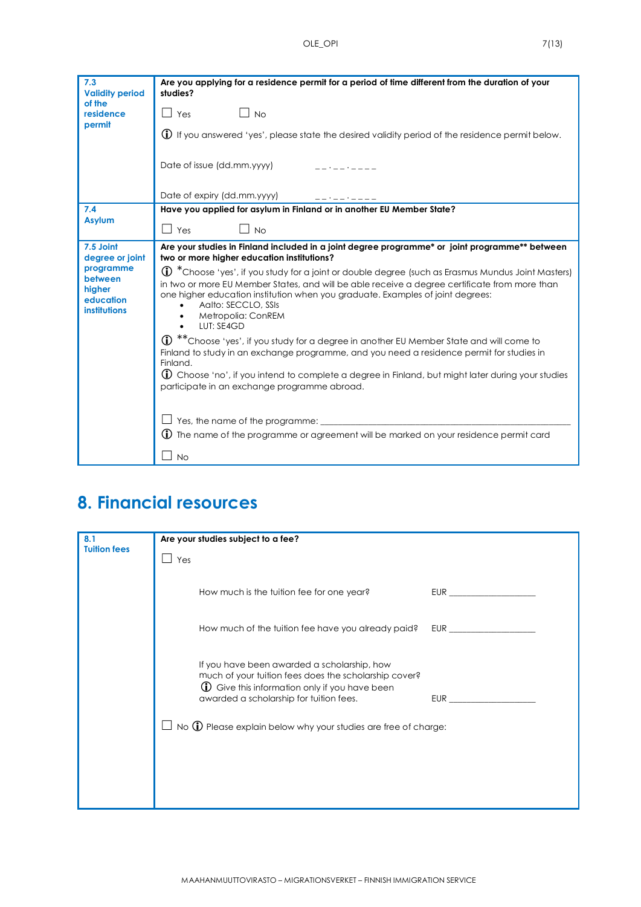| | |
|---|---|
| **7.3 Validity period of the residence permit** | **Are you applying for a residence permit for a period of time different from the duration of your studies?**<br><br>☐ Yes ☐ No<br><br>ⓘ If you answered 'yes', please state the desired validity period of the residence permit below.<br><br>Date of issue (dd.mm.yyyy) __.__.____<br><br>Date of expiry (dd.mm.yyyy) __.__.____ |
| **7.4 Asylum** | **Have you applied for asylum in Finland or in another EU Member State?**<br><br>☐ Yes ☐ No |
| **7.5 Joint degree or joint programme between higher education institutions** | **Are your studies in Finland included in a joint degree programme* or joint programme** between two or more higher education institutions?**<br><br>ⓘ *Choose 'yes', if you study for a joint or double degree (such as Erasmus Mundus Joint Masters) in two or more EU Member States, and will be able receive a degree certificate from more than one higher education institution when you graduate. Examples of joint degrees:<br>• Aalto: SECCLO, SSIs<br>• Metropolia: ConREM<br>• LUT: SE4GD<br><br>ⓘ **Choose 'yes', if you study for a degree in another EU Member State and will come to Finland to study in an exchange programme, and you need a residence permit for studies in Finland.<br>ⓘ Choose 'no', if you intend to complete a degree in Finland, but might later during your studies participate in an exchange programme abroad.<br><br>☐ Yes, the name of the programme: ______________________<br>ⓘ The name of the programme or agreement will be marked on your residence permit card<br><br>☐ No |

# 8. Financial resources

| | |
|---|---|
| **8.1 Tuition fees** | **Are your studies subject to a fee?**<br><br>☐ Yes<br><br>How much is the tuition fee for one year? EUR ______________<br><br>How much of the tuition fee have you already paid? EUR ______________<br><br>If you have been awarded a scholarship, how much of your tuition fees does the scholarship cover?<br>ⓘ Give this information only if you have been awarded a scholarship for tuition fees. EUR ______________<br><br>☐ No ⓘ Please explain below why your studies are free of charge: |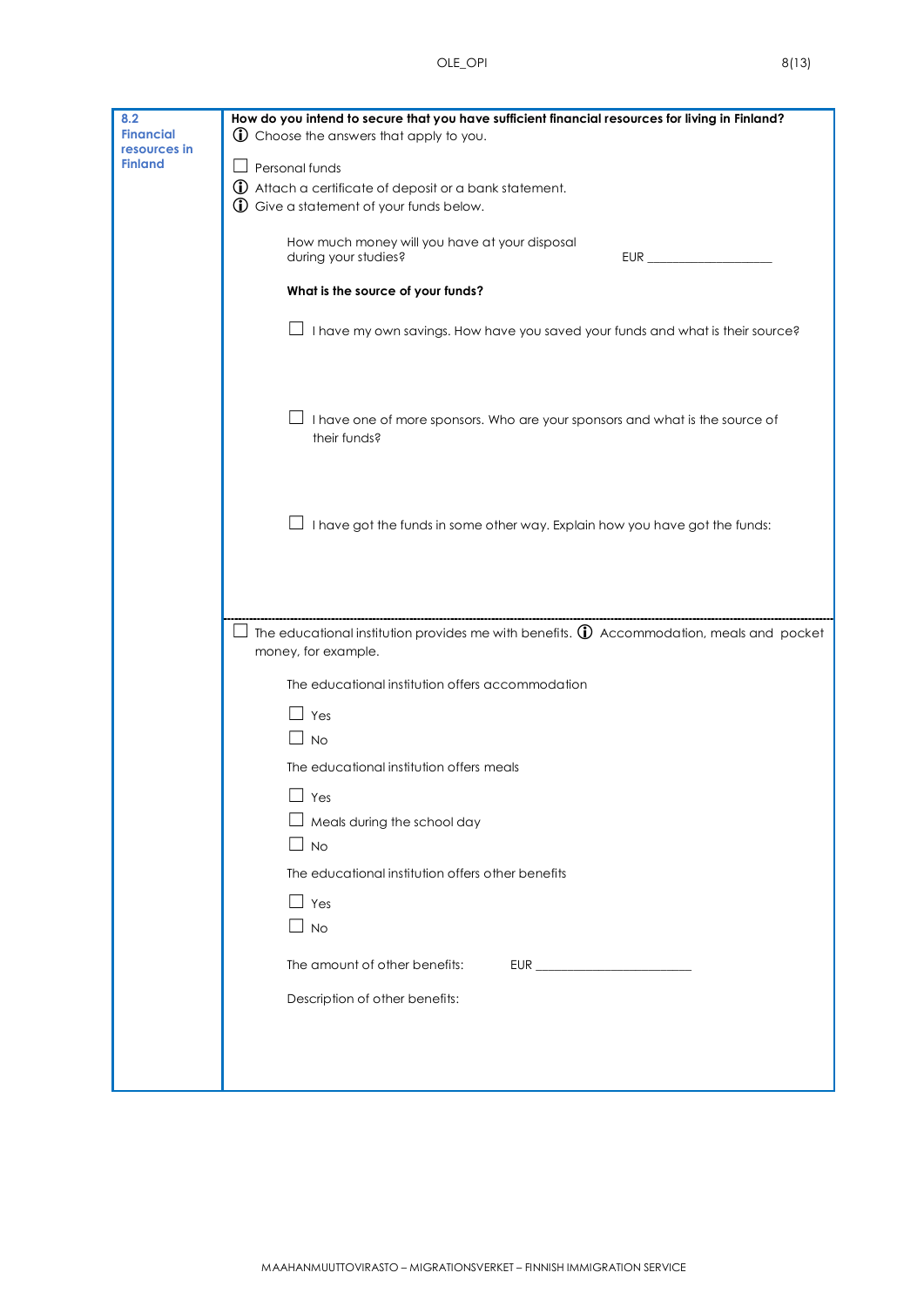## 8.2 Financial resources in Finland

**How do you intend to secure that you have sufficient financial resources for living in Finland?**

ⓘ Choose the answers that apply to you.

☐ Personal funds

ⓘ Attach a certificate of deposit or a bank statement.

ⓘ Give a statement of your funds below.

How much money will you have at your disposal during your studies? EUR ___________________

**What is the source of your funds?**

☐ I have my own savings. How have you saved your funds and what is their source?

☐ I have one of more sponsors. Who are your sponsors and what is the source of their funds?

☐ I have got the funds in some other way. Explain how you have got the funds:

---

☐ The educational institution provides me with benefits. ⓘ Accommodation, meals and pocket money, for example.

The educational institution offers accommodation

☐ Yes

☐ No

The educational institution offers meals

☐ Yes

☐ Meals during the school day

☐ No

The educational institution offers other benefits

☐ Yes

☐ No

The amount of other benefits: EUR ___________________

Description of other benefits: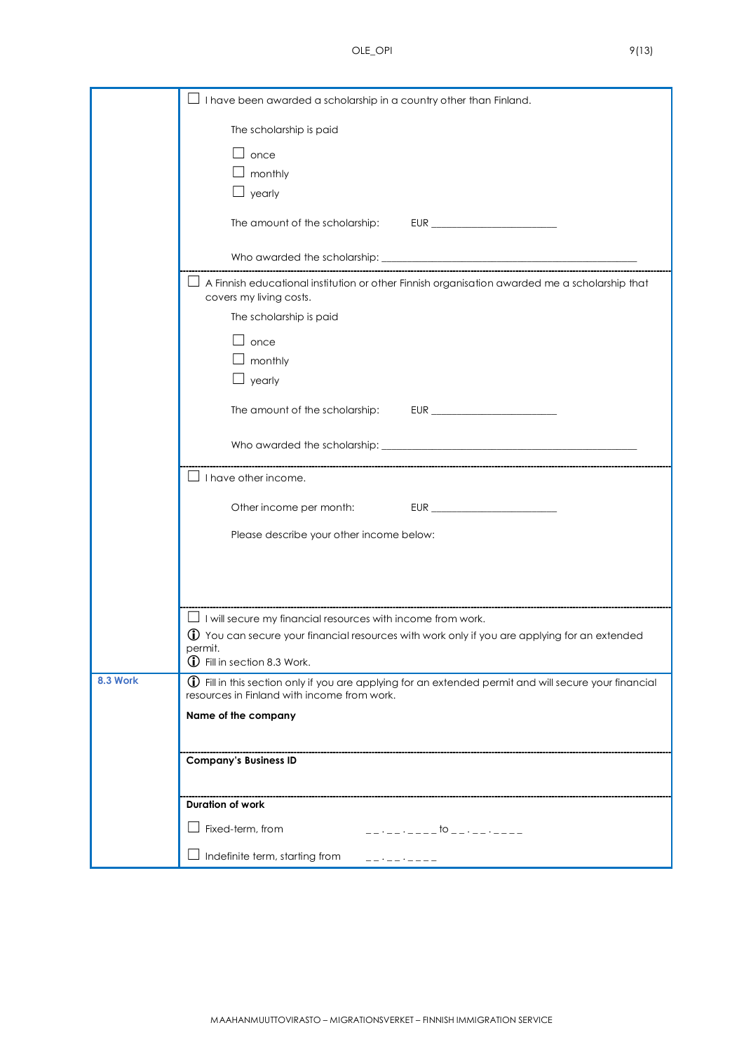☐ I have been awarded a scholarship in a country other than Finland.

The scholarship is paid

☐ once
☐ monthly
☐ yearly

The amount of the scholarship: EUR ______________________

Who awarded the scholarship: ______________________________________________

---

☐ A Finnish educational institution or other Finnish organisation awarded me a scholarship that covers my living costs.

The scholarship is paid

☐ once
☐ monthly
☐ yearly

The amount of the scholarship: EUR ______________________

Who awarded the scholarship: ______________________________________________

---

☐ I have other income.

Other income per month: EUR ______________________

Please describe your other income below:

---

☐ I will secure my financial resources with income from work.

ⓘ You can secure your financial resources with work only if you are applying for an extended permit.

ⓘ Fill in section 8.3 Work.

## 8.3 Work

ⓘ Fill in this section only if you are applying for an extended permit and will secure your financial resources in Finland with income from work.

**Name of the company**

---

**Company's Business ID**

---

**Duration of work**

☐ Fixed-term, from __.__.____ to __.__.____

☐ Indefinite term, starting from __.__.____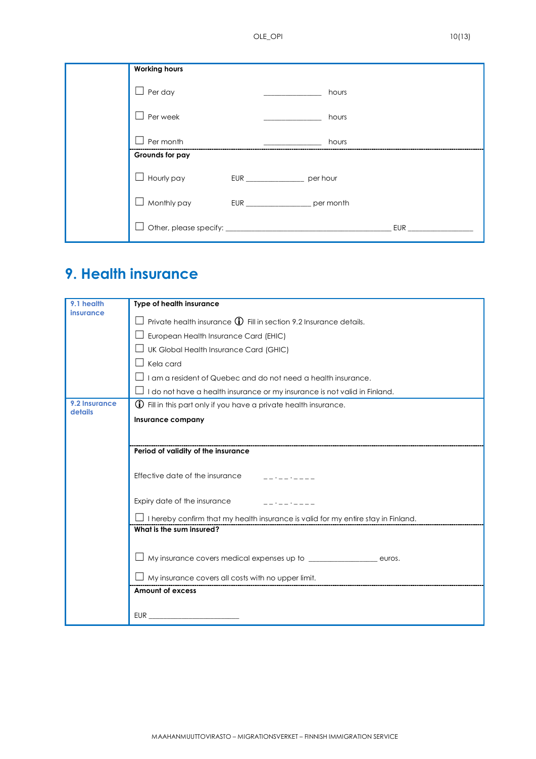| | **Working hours** | | |
|---|---|---|---|
| | ☐ Per day | ____________ | hours |
| | ☐ Per week | ____________ | hours |
| | ☐ Per month | ____________ | hours |
| | **Grounds for pay** | | |
| | ☐ Hourly pay | EUR ____________ | per hour |
| | ☐ Monthly pay | EUR ____________ | per month |
| | ☐ Other, please specify: ______________________________ | EUR ____________ | |

# 9. Health insurance

| | |
|---|---|
| **9.1 health insurance** | **Type of health insurance**<br><br>☐ Private health insurance ⓘ Fill in section 9.2 Insurance details.<br>☐ European Health Insurance Card (EHIC)<br>☐ UK Global Health Insurance Card (GHIC)<br>☐ Kela card<br>☐ I am a resident of Quebec and do not need a health insurance.<br>☐ I do not have a health insurance or my insurance is not valid in Finland. |
| **9.2 Insurance details** | ⓘ Fill in this part only if you have a private health insurance.<br><br>**Insurance company** |
| | **Period of validity of the insurance**<br><br>Effective date of the insurance __.__.____<br><br>Expiry date of the insurance __.__.____<br><br>☐ I hereby confirm that my health insurance is valid for my entire stay in Finland. |
| | **What is the sum insured?**<br><br>☐ My insurance covers medical expenses up to ____________ euros.<br><br>☐ My insurance covers all costs with no upper limit. |
| | **Amount of excess**<br><br>EUR ________________ |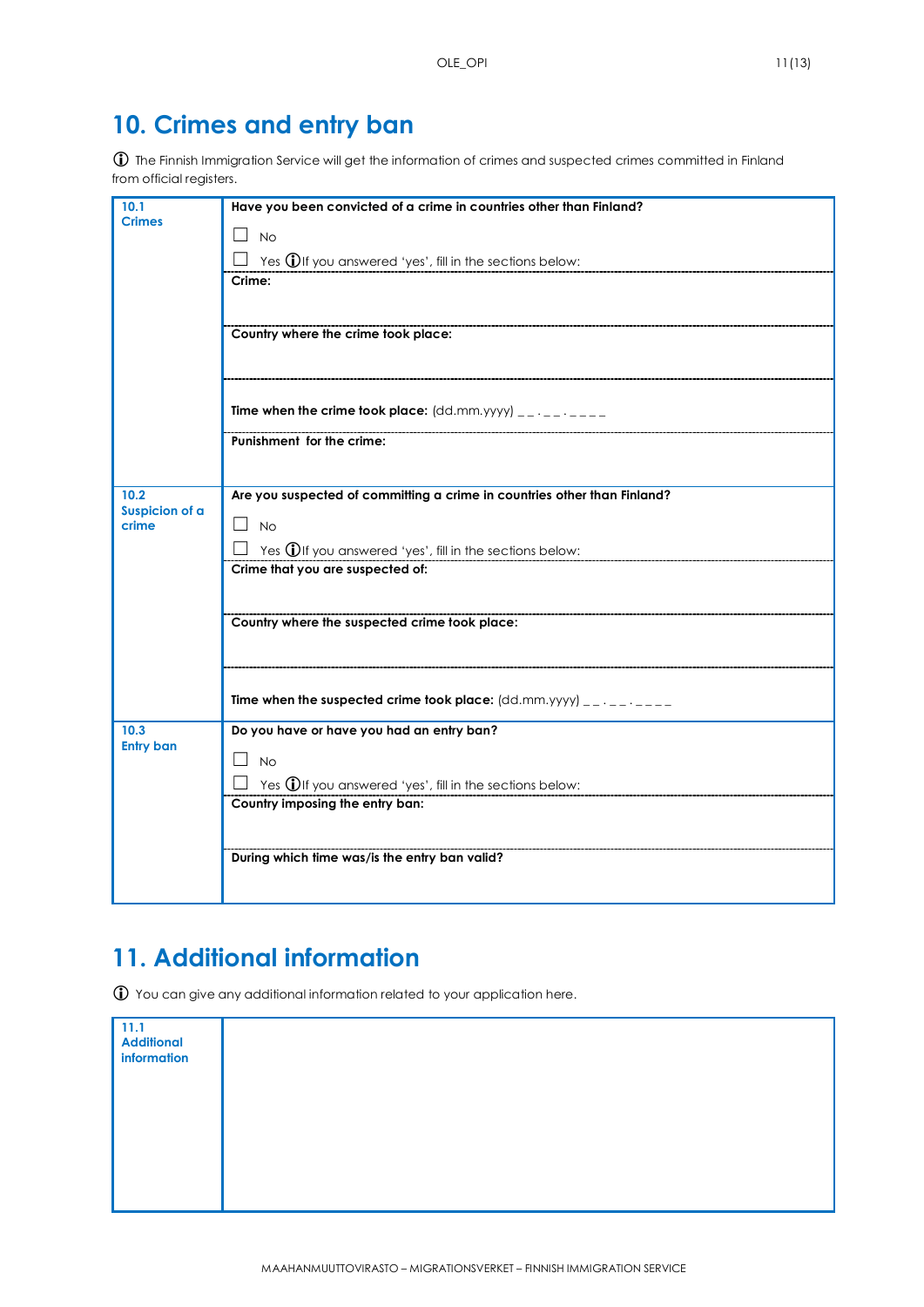# 10. Crimes and entry ban

ⓘ The Finnish Immigration Service will get the information of crimes and suspected crimes committed in Finland from official registers.

| | |
|---|---|
| **10.1 Crimes** | **Have you been convicted of a crime in countries other than Finland?**<br>☐ No<br>☐ Yes ⓘIf you answered 'yes', fill in the sections below: |
| | **Crime:** |
| | **Country where the crime took place:** |
| | **Time when the crime took place:** (dd.mm.yyyy) _ _ . _ _ . _ _ _ _ |
| | **Punishment for the crime:** |
| **10.2 Suspicion of a crime** | **Are you suspected of committing a crime in countries other than Finland?**<br>☐ No<br>☐ Yes ⓘIf you answered 'yes', fill in the sections below: |
| | **Crime that you are suspected of:** |
| | **Country where the suspected crime took place:** |
| | **Time when the suspected crime took place:** (dd.mm.yyyy) _ _ . _ _ . _ _ _ _ |
| **10.3 Entry ban** | **Do you have or have you had an entry ban?**<br>☐ No<br>☐ Yes ⓘIf you answered 'yes', fill in the sections below: |
| | **Country imposing the entry ban:** |
| | **During which time was/is the entry ban valid?** |

# 11. Additional information

ⓘ You can give any additional information related to your application here.

| | |
|---|---|
| **11.1 Additional information** | |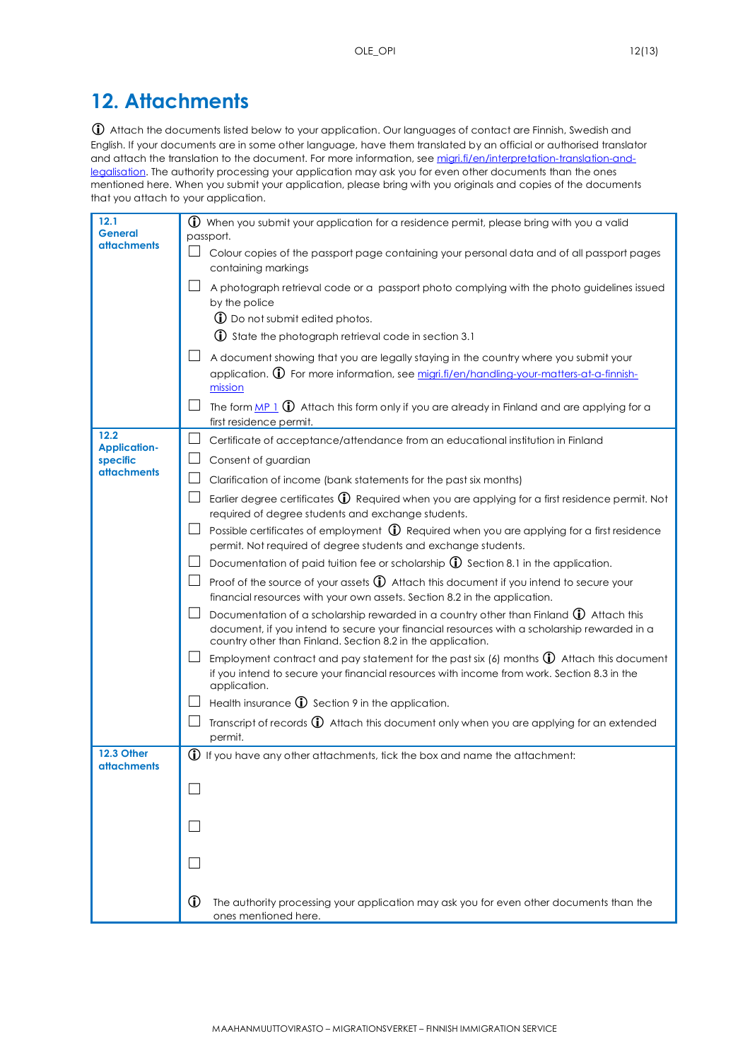# 12. Attachments

ⓘ Attach the documents listed below to your application. Our languages of contact are Finnish, Swedish and English. If your documents are in some other language, have them translated by an official or authorised translator and attach the translation to the document. For more information, see [migri.fi/en/interpretation-translation-and-legalisation](migri.fi/en/interpretation-translation-and-legalisation). The authority processing your application may ask you for even other documents than the ones mentioned here. When you submit your application, please bring with you originals and copies of the documents that you attach to your application.

| | |
|---|---|
| **12.1 General attachments** | ⓘ When you submit your application for a residence permit, please bring with you a valid passport.<br>☐ Colour copies of the passport page containing your personal data and of all passport pages containing markings<br>☐ A photograph retrieval code or a passport photo complying with the photo guidelines issued by the police<br>ⓘ Do not submit edited photos.<br>ⓘ State the photograph retrieval code in section 3.1<br>☐ A document showing that you are legally staying in the country where you submit your application. ⓘ For more information, see [migri.fi/en/handling-your-matters-at-a-finnish-mission](migri.fi/en/handling-your-matters-at-a-finnish-mission)<br>☐ The form MP 1 ⓘ Attach this form only if you are already in Finland and are applying for a first residence permit. |
| **12.2 Application-specific attachments** | ☐ Certificate of acceptance/attendance from an educational institution in Finland<br>☐ Consent of guardian<br>☐ Clarification of income (bank statements for the past six months)<br>☐ Earlier degree certificates ⓘ Required when you are applying for a first residence permit. Not required of degree students and exchange students.<br>☐ Possible certificates of employment ⓘ Required when you are applying for a first residence permit. Not required of degree students and exchange students.<br>☐ Documentation of paid tuition fee or scholarship ⓘ Section 8.1 in the application.<br>☐ Proof of the source of your assets ⓘ Attach this document if you intend to secure your financial resources with your own assets. Section 8.2 in the application.<br>☐ Documentation of a scholarship rewarded in a country other than Finland ⓘ Attach this document, if you intend to secure your financial resources with a scholarship rewarded in a country other than Finland. Section 8.2 in the application.<br>☐ Employment contract and pay statement for the past six (6) months ⓘ Attach this document if you intend to secure your financial resources with income from work. Section 8.3 in the application.<br>☐ Health insurance ⓘ Section 9 in the application.<br>☐ Transcript of records ⓘ Attach this document only when you are applying for an extended permit. |
| **12.3 Other attachments** | ⓘ If you have any other attachments, tick the box and name the attachment:<br>☐<br>☐<br>☐<br>ⓘ The authority processing your application may ask you for even other documents than the ones mentioned here. |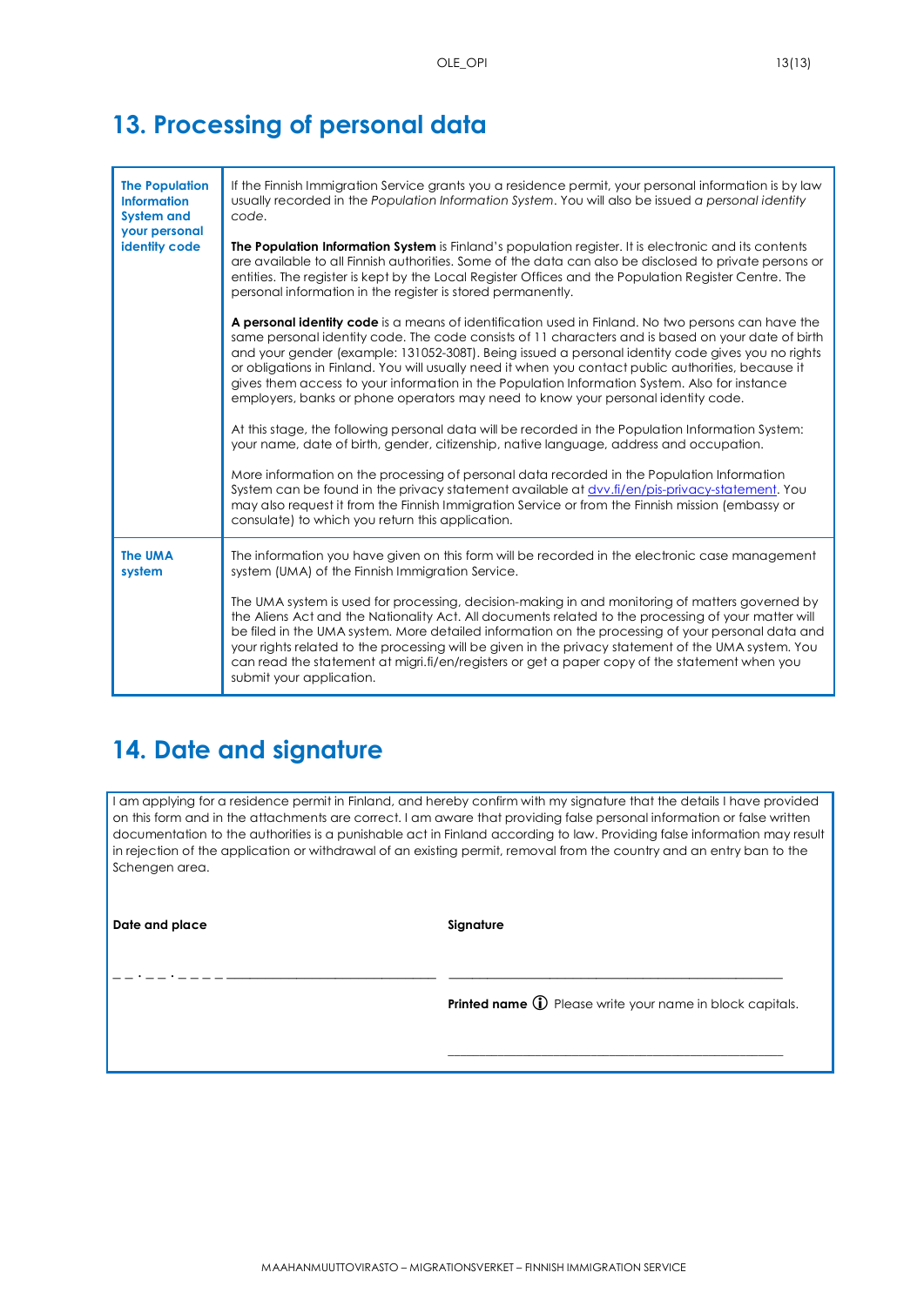## 13. Processing of personal data

| | |
|---|---|
| **The Population Information System and your personal identity code** | If the Finnish Immigration Service grants you a residence permit, your personal information is by law usually recorded in the *Population Information System*. You will also be issued *a personal identity code*.<br><br>**The Population Information System** is Finland's population register. It is electronic and its contents are available to all Finnish authorities. Some of the data can also be disclosed to private persons or entities. The register is kept by the Local Register Offices and the Population Register Centre. The personal information in the register is stored permanently.<br><br>**A personal identity code** is a means of identification used in Finland. No two persons can have the same personal identity code. The code consists of 11 characters and is based on your date of birth and your gender (example: 131052-308T). Being issued a personal identity code gives you no rights or obligations in Finland. You will usually need it when you contact public authorities, because it gives them access to your information in the Population Information System. Also for instance employers, banks or phone operators may need to know your personal identity code.<br><br>At this stage, the following personal data will be recorded in the Population Information System: your name, date of birth, gender, citizenship, native language, address and occupation.<br><br>More information on the processing of personal data recorded in the Population Information System can be found in the privacy statement available at dvv.fi/en/pis-privacy-statement. You may also request it from the Finnish Immigration Service or from the Finnish mission (embassy or consulate) to which you return this application. |
| **The UMA system** | The information you have given on this form will be recorded in the electronic case management system (UMA) of the Finnish Immigration Service.<br><br>The UMA system is used for processing, decision-making in and monitoring of matters governed by the Aliens Act and the Nationality Act. All documents related to the processing of your matter will be filed in the UMA system. More detailed information on the processing of your personal data and your rights related to the processing will be given in the privacy statement of the UMA system. You can read the statement at migri.fi/en/registers or get a paper copy of the statement when you submit your application. |

## 14. Date and signature

I am applying for a residence permit in Finland, and hereby confirm with my signature that the details I have provided on this form and in the attachments are correct. I am aware that providing false personal information or false written documentation to the authorities is a punishable act in Finland according to law. Providing false information may result in rejection of the application or withdrawal of an existing permit, removal from the country and an entry ban to the Schengen area.

| **Date and place** | **Signature** |
|---|---|
| _ _ . _ _ . _ _ _ _ ______________________________ | ______________________________ |
| | **Printed name** ⓘ Please write your name in block capitals. |
| | ______________________________ |